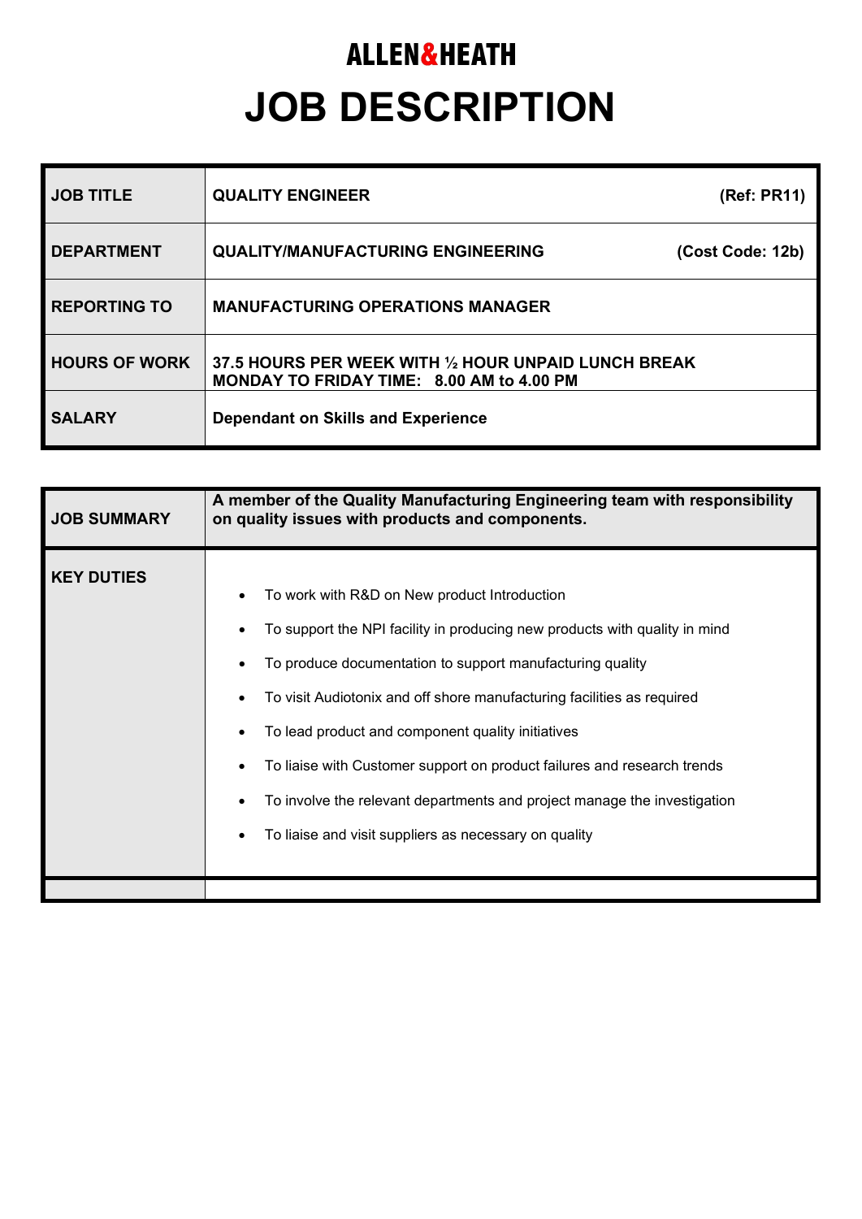# ALLEN&HEATH

# JOB DESCRIPTION

| | |
|---|---|
| **JOB TITLE** | **QUALITY ENGINEER** **(Ref: PR11)** |
| **DEPARTMENT** | **QUALITY/MANUFACTURING ENGINEERING** **(Cost Code: 12b)** |
| **REPORTING TO** | **MANUFACTURING OPERATIONS MANAGER** |
| **HOURS OF WORK** | **37.5 HOURS PER WEEK WITH ½ HOUR UNPAID LUNCH BREAK MONDAY TO FRIDAY TIME: 8.00 AM to 4.00 PM** |
| **SALARY** | **Dependant on Skills and Experience** |

| | |
|---|---|
| **JOB SUMMARY** | **A member of the Quality Manufacturing Engineering team with responsibility on quality issues with products and components.** |
| **KEY DUTIES** | • To work with R&D on New product Introduction<br>• To support the NPI facility in producing new products with quality in mind<br>• To produce documentation to support manufacturing quality<br>• To visit Audiotonix and off shore manufacturing facilities as required<br>• To lead product and component quality initiatives<br>• To liaise with Customer support on product failures and research trends<br>• To involve the relevant departments and project manage the investigation<br>• To liaise and visit suppliers as necessary on quality |
| | |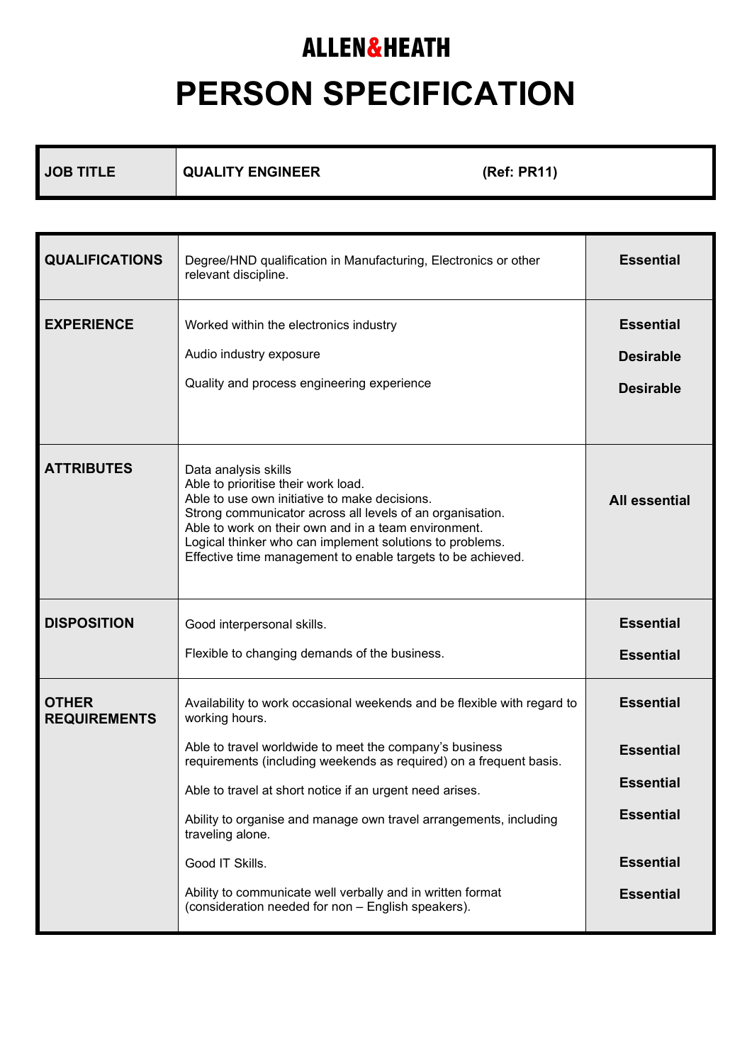# ALLEN&HEATH

# PERSON SPECIFICATION

| | | |
|---|---|---|
| **JOB TITLE** | **QUALITY ENGINEER** | **(Ref: PR11)** |

| | | |
|---|---|---|
| **QUALIFICATIONS** | Degree/HND qualification in Manufacturing, Electronics or other relevant discipline. | **Essential** |
| **EXPERIENCE** | Worked within the electronics industry | **Essential** |
| | Audio industry exposure | **Desirable** |
| | Quality and process engineering experience | **Desirable** |
| **ATTRIBUTES** | Data analysis skills<br>Able to prioritise their work load.<br>Able to use own initiative to make decisions.<br>Strong communicator across all levels of an organisation.<br>Able to work on their own and in a team environment.<br>Logical thinker who can implement solutions to problems.<br>Effective time management to enable targets to be achieved. | **All essential** |
| **DISPOSITION** | Good interpersonal skills. | **Essential** |
| | Flexible to changing demands of the business. | **Essential** |
| **OTHER REQUIREMENTS** | Availability to work occasional weekends and be flexible with regard to working hours. | **Essential** |
| | Able to travel worldwide to meet the company's business requirements (including weekends as required) on a frequent basis. | **Essential** |
| | Able to travel at short notice if an urgent need arises. | **Essential** |
| | Ability to organise and manage own travel arrangements, including traveling alone. | **Essential** |
| | Good IT Skills. | **Essential** |
| | Ability to communicate well verbally and in written format (consideration needed for non – English speakers). | **Essential** |